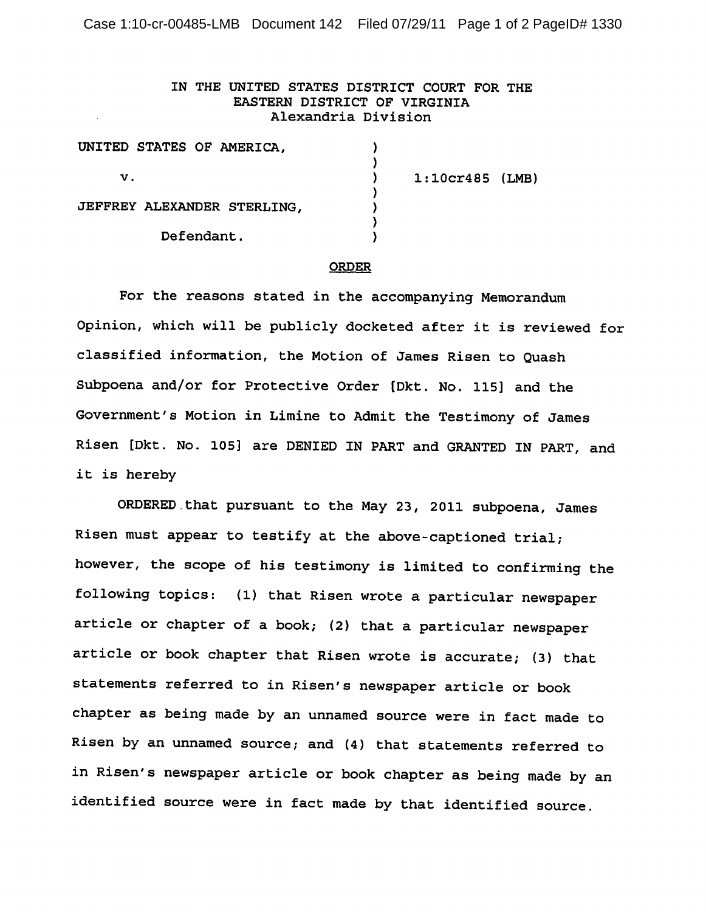IN THE UNITED STATES DISTRICT COURT FOR THE
EASTERN DISTRICT OF VIRGINIA
Alexandria Division

| | | |
|---|---|---|
| UNITED STATES OF AMERICA, | ) | |
| v. | ) | 1:10cr485 (LMB) |
| JEFFREY ALEXANDER STERLING, | ) | |
| Defendant. | ) | |

ORDER

For the reasons stated in the accompanying Memorandum Opinion, which will be publicly docketed after it is reviewed for classified information, the Motion of James Risen to Quash Subpoena and/or for Protective Order [Dkt. No. 115] and the Government's Motion in Limine to Admit the Testimony of James Risen [Dkt. No. 105] are DENIED IN PART and GRANTED IN PART, and it is hereby

ORDERED that pursuant to the May 23, 2011 subpoena, James Risen must appear to testify at the above-captioned trial; however, the scope of his testimony is limited to confirming the following topics: (1) that Risen wrote a particular newspaper article or chapter of a book; (2) that a particular newspaper article or book chapter that Risen wrote is accurate; (3) that statements referred to in Risen's newspaper article or book chapter as being made by an unnamed source were in fact made to Risen by an unnamed source; and (4) that statements referred to in Risen's newspaper article or book chapter as being made by an identified source were in fact made by that identified source.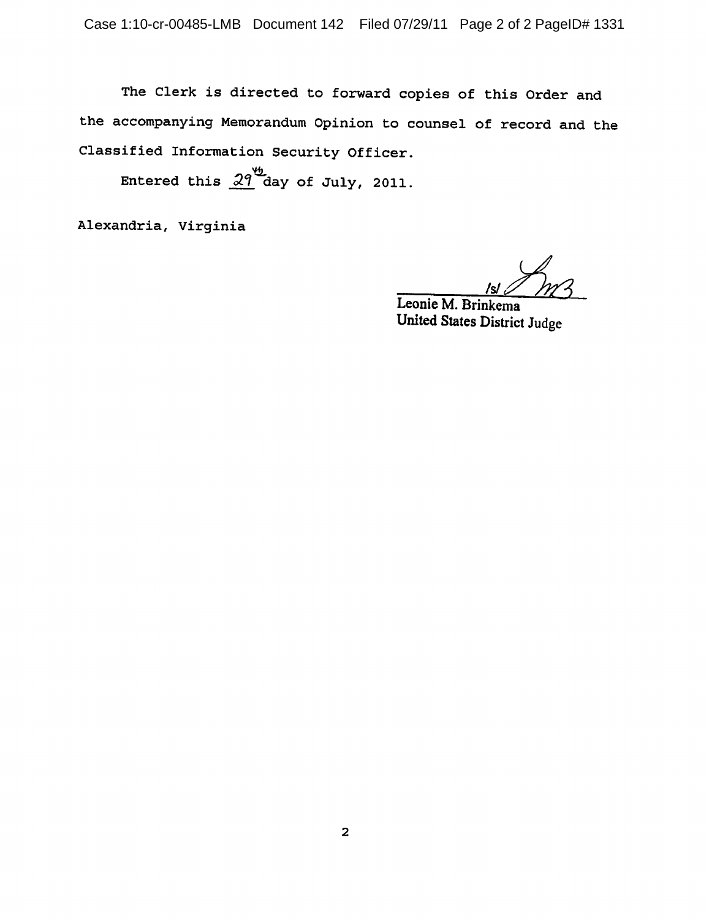The Clerk is directed to forward copies of this Order and the accompanying Memorandum Opinion to counsel of record and the Classified Information Security Officer.

Entered this 29th day of July, 2011.

Alexandria, Virginia

/s/

Leonie M. Brinkema
United States District Judge